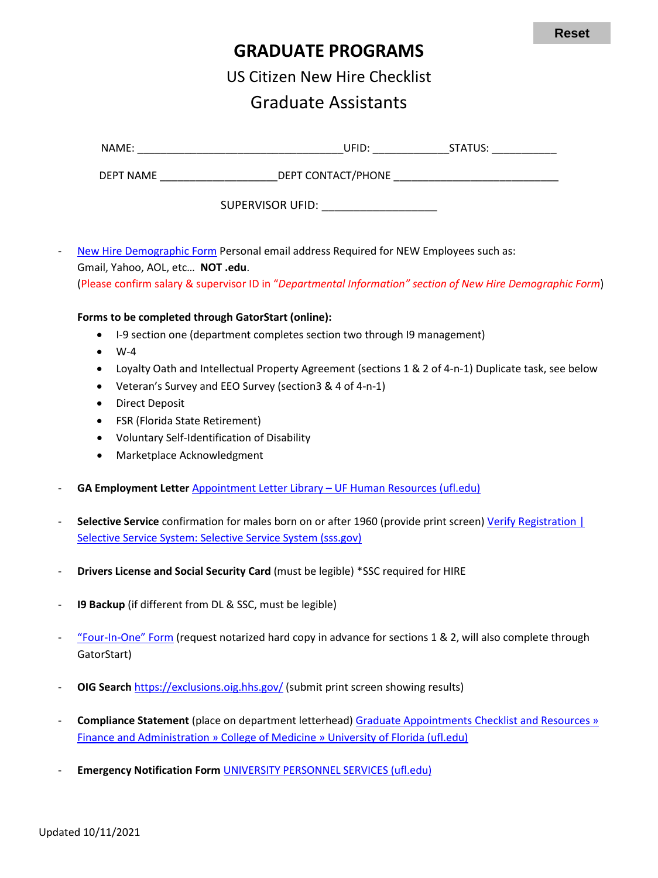# GRADUATE PROGRAMS

## US Citizen New Hire Checklist

## Graduate Assistants

NAME: ___________________________________UFID: _____________STATUS: ___________

DEPT NAME ____________________DEPT CONTACT/PHONE ____________________________

SUPERVISOR UFID: ___________________

- New Hire Demographic Form Personal email address Required for NEW Employees such as: Gmail, Yahoo, AOL, etc… **NOT .edu**.
  (Please confirm salary & supervisor ID in *"Departmental Information" section of New Hire Demographic Form*)

  **Forms to be completed through GatorStart (online):**
  - I-9 section one (department completes section two through I9 management)
  - W-4
  - Loyalty Oath and Intellectual Property Agreement (sections 1 & 2 of 4-n-1) Duplicate task, see below
  - Veteran's Survey and EEO Survey (section3 & 4 of 4-n-1)
  - Direct Deposit
  - FSR (Florida State Retirement)
  - Voluntary Self-Identification of Disability
  - Marketplace Acknowledgment

- **GA Employment Letter** Appointment Letter Library – UF Human Resources (ufl.edu)

- **Selective Service** confirmation for males born on or after 1960 (provide print screen) Verify Registration | Selective Service System: Selective Service System (sss.gov)

- **Drivers License and Social Security Card** (must be legible) *SSC required for HIRE

- **I9 Backup** (if different from DL & SSC, must be legible)

- "Four-In-One" Form (request notarized hard copy in advance for sections 1 & 2, will also complete through GatorStart)

- **OIG Search** https://exclusions.oig.hhs.gov/ (submit print screen showing results)

- **Compliance Statement** (place on department letterhead) Graduate Appointments Checklist and Resources » Finance and Administration » College of Medicine » University of Florida (ufl.edu)

- **Emergency Notification Form** UNIVERSITY PERSONNEL SERVICES (ufl.edu)

Updated 10/11/2021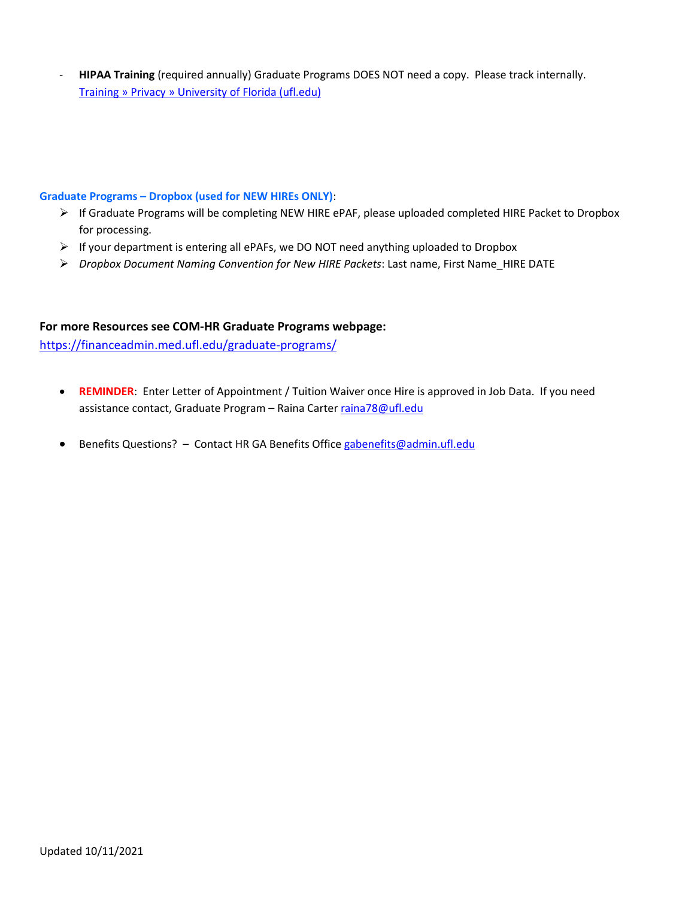- **HIPAA Training** (required annually) Graduate Programs DOES NOT need a copy. Please track internally. [Training » Privacy » University of Florida (ufl.edu)]

**Graduate Programs – Dropbox (used for NEW HIREs ONLY)**:

- If Graduate Programs will be completing NEW HIRE ePAF, please uploaded completed HIRE Packet to Dropbox for processing.
- If your department is entering all ePAFs, we DO NOT need anything uploaded to Dropbox
- *Dropbox Document Naming Convention for New HIRE Packets*: Last name, First Name_HIRE DATE

**For more Resources see COM-HR Graduate Programs webpage:**

https://financeadmin.med.ufl.edu/graduate-programs/

- **REMINDER**: Enter Letter of Appointment / Tuition Waiver once Hire is approved in Job Data. If you need assistance contact, Graduate Program – Raina Carter raina78@ufl.edu

- Benefits Questions? – Contact HR GA Benefits Office gabenefits@admin.ufl.edu

Updated 10/11/2021